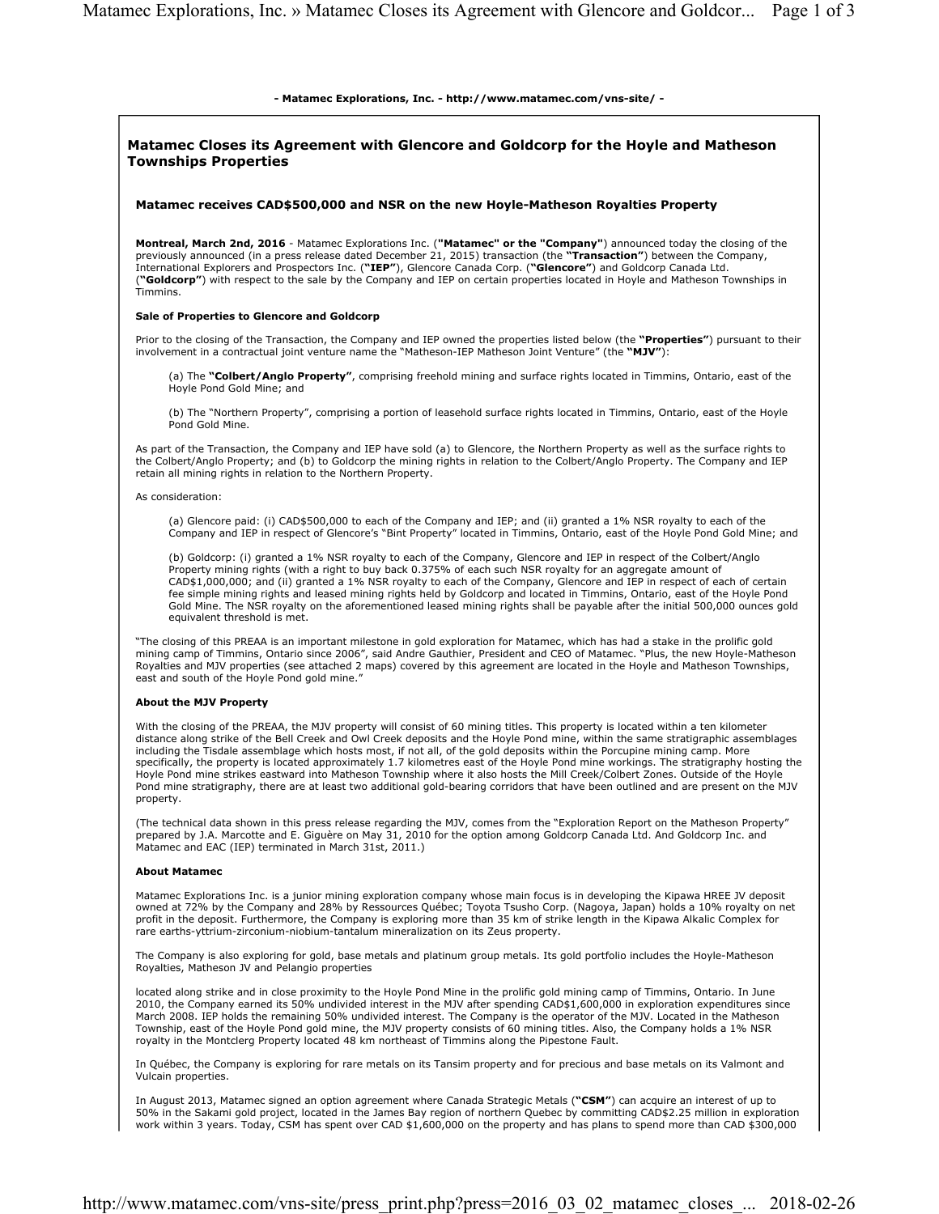- Matamec Explorations, Inc. - http://www.matamec.com/vns-site/ -

## Matamec Closes its Agreement with Glencore and Goldcorp for the Hoyle and Matheson Townships Properties

### Matamec receives CAD$500,000 and NSR on the new Hoyle-Matheson Royalties Property

**Montreal, March 2nd, 2016** - Matamec Explorations Inc. (**"Matamec" or the "Company"**) announced today the closing of the previously announced (in a press release dated December 21, 2015) transaction (the **"Transaction"**) between the Company, International Explorers and Prospectors Inc. (**"IEP"**), Glencore Canada Corp. (**"Glencore"**) and Goldcorp Canada Ltd. (**"Goldcorp"**) with respect to the sale by the Company and IEP on certain properties located in Hoyle and Matheson Townships in Timmins.

**Sale of Properties to Glencore and Goldcorp**

Prior to the closing of the Transaction, the Company and IEP owned the properties listed below (the **"Properties"**) pursuant to their involvement in a contractual joint venture name the "Matheson-IEP Matheson Joint Venture" (the **"MJV"**):

(a) The **"Colbert/Anglo Property"**, comprising freehold mining and surface rights located in Timmins, Ontario, east of the Hoyle Pond Gold Mine; and

(b) The "Northern Property", comprising a portion of leasehold surface rights located in Timmins, Ontario, east of the Hoyle Pond Gold Mine.

As part of the Transaction, the Company and IEP have sold (a) to Glencore, the Northern Property as well as the surface rights to the Colbert/Anglo Property; and (b) to Goldcorp the mining rights in relation to the Colbert/Anglo Property. The Company and IEP retain all mining rights in relation to the Northern Property.

As consideration:

(a) Glencore paid: (i) CAD$500,000 to each of the Company and IEP; and (ii) granted a 1% NSR royalty to each of the Company and IEP in respect of Glencore's "Bint Property" located in Timmins, Ontario, east of the Hoyle Pond Gold Mine; and

(b) Goldcorp: (i) granted a 1% NSR royalty to each of the Company, Glencore and IEP in respect of the Colbert/Anglo Property mining rights (with a right to buy back 0.375% of each such NSR royalty for an aggregate amount of CAD$1,000,000; and (ii) granted a 1% NSR royalty to each of the Company, Glencore and IEP in respect of each of certain fee simple mining rights and leased mining rights held by Goldcorp and located in Timmins, Ontario, east of the Hoyle Pond Gold Mine. The NSR royalty on the aforementioned leased mining rights shall be payable after the initial 500,000 ounces gold equivalent threshold is met.

"The closing of this PREAA is an important milestone in gold exploration for Matamec, which has had a stake in the prolific gold mining camp of Timmins, Ontario since 2006", said Andre Gauthier, President and CEO of Matamec. "Plus, the new Hoyle-Matheson Royalties and MJV properties (see attached 2 maps) covered by this agreement are located in the Hoyle and Matheson Townships, east and south of the Hoyle Pond gold mine."

**About the MJV Property**

With the closing of the PREAA, the MJV property will consist of 60 mining titles. This property is located within a ten kilometer distance along strike of the Bell Creek and Owl Creek deposits and the Hoyle Pond mine, within the same stratigraphic assemblages including the Tisdale assemblage which hosts most, if not all, of the gold deposits within the Porcupine mining camp. More specifically, the property is located approximately 1.7 kilometres east of the Hoyle Pond mine workings. The stratigraphy hosting the Hoyle Pond mine strikes eastward into Matheson Township where it also hosts the Mill Creek/Colbert Zones. Outside of the Hoyle Pond mine stratigraphy, there are at least two additional gold-bearing corridors that have been outlined and are present on the MJV property.

(The technical data shown in this press release regarding the MJV, comes from the "Exploration Report on the Matheson Property" prepared by J.A. Marcotte and E. Giguère on May 31, 2010 for the option among Goldcorp Canada Ltd. And Goldcorp Inc. and Matamec and EAC (IEP) terminated in March 31st, 2011.)

**About Matamec**

Matamec Explorations Inc. is a junior mining exploration company whose main focus is in developing the Kipawa HREE JV deposit owned at 72% by the Company and 28% by Ressources Québec; Toyota Tsusho Corp. (Nagoya, Japan) holds a 10% royalty on net profit in the deposit. Furthermore, the Company is exploring more than 35 km of strike length in the Kipawa Alkalic Complex for rare earths-yttrium-zirconium-niobium-tantalum mineralization on its Zeus property.

The Company is also exploring for gold, base metals and platinum group metals. Its gold portfolio includes the Hoyle-Matheson Royalties, Matheson JV and Pelangio properties

located along strike and in close proximity to the Hoyle Pond Mine in the prolific gold mining camp of Timmins, Ontario. In June 2010, the Company earned its 50% undivided interest in the MJV after spending CAD$1,600,000 in exploration expenditures since March 2008. IEP holds the remaining 50% undivided interest. The Company is the operator of the MJV. Located in the Matheson Township, east of the Hoyle Pond gold mine, the MJV property consists of 60 mining titles. Also, the Company holds a 1% NSR royalty in the Montclerg Property located 48 km northeast of Timmins along the Pipestone Fault.

In Québec, the Company is exploring for rare metals on its Tansim property and for precious and base metals on its Valmont and Vulcain properties.

In August 2013, Matamec signed an option agreement where Canada Strategic Metals (**"CSM"**) can acquire an interest of up to 50% in the Sakami gold project, located in the James Bay region of northern Quebec by committing CAD$2.25 million in exploration work within 3 years. Today, CSM has spent over CAD $1,600,000 on the property and has plans to spend more than CAD $300,000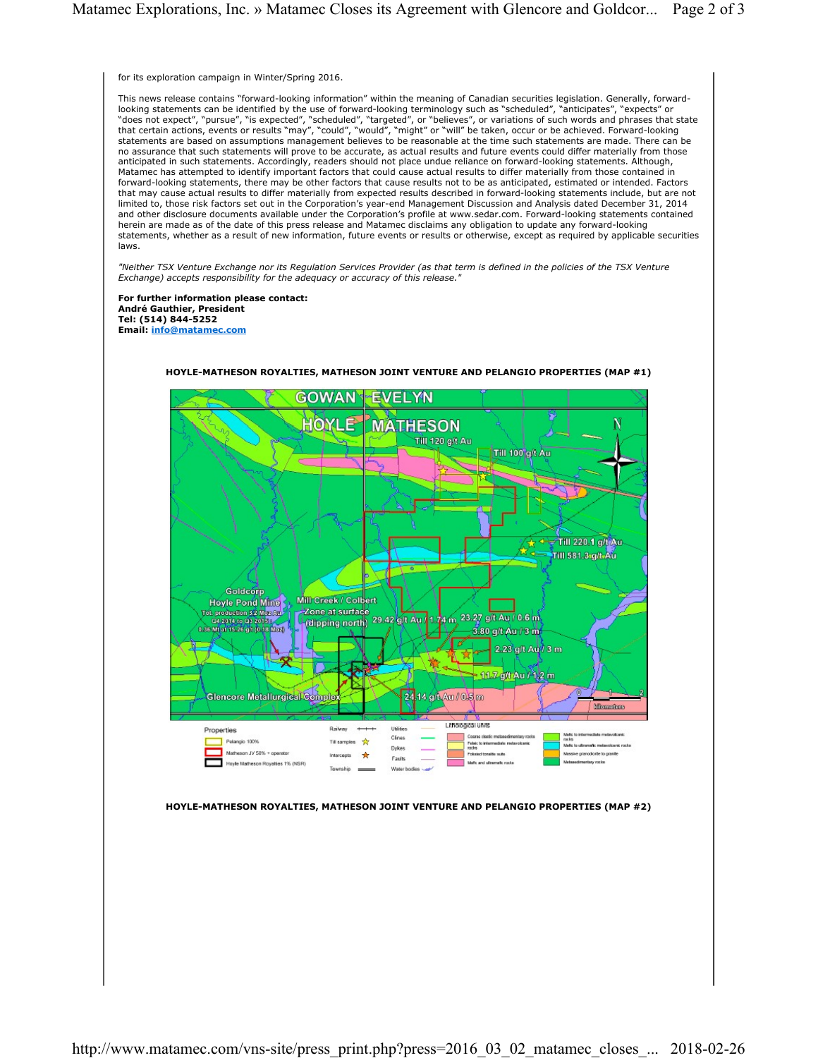for its exploration campaign in Winter/Spring 2016.

This news release contains “forward-looking information” within the meaning of Canadian securities legislation. Generally, forward-looking statements can be identified by the use of forward-looking terminology such as “scheduled”, “anticipates”, “expects” or “does not expect”, “pursue”, “is expected”, “scheduled”, “targeted”, or “believes”, or variations of such words and phrases that state that certain actions, events or results “may”, “could”, “would”, “might” or “will” be taken, occur or be achieved. Forward-looking statements are based on assumptions management believes to be reasonable at the time such statements are made. There can be no assurance that such statements will prove to be accurate, as actual results and future events could differ materially from those anticipated in such statements. Accordingly, readers should not place undue reliance on forward-looking statements. Although, Matamec has attempted to identify important factors that could cause actual results to differ materially from those contained in forward-looking statements, there may be other factors that cause results not to be as anticipated, estimated or intended. Factors that may cause actual results to differ materially from expected results described in forward-looking statements include, but are not limited to, those risk factors set out in the Corporation’s year-end Management Discussion and Analysis dated December 31, 2014 and other disclosure documents available under the Corporation’s profile at www.sedar.com. Forward-looking statements contained herein are made as of the date of this press release and Matamec disclaims any obligation to update any forward-looking statements, whether as a result of new information, future events or results or otherwise, except as required by applicable securities laws.

*"Neither TSX Venture Exchange nor its Regulation Services Provider (as that term is defined in the policies of the TSX Venture Exchange) accepts responsibility for the adequacy or accuracy of this release."*

**For further information please contact:**
**André Gauthier, President**
**Tel: (514) 844-5252**
**Email: info@matamec.com**

**HOYLE-MATHESON ROYALTIES, MATHESON JOINT VENTURE AND PELANGIO PROPERTIES (MAP #1)**

**HOYLE-MATHESON ROYALTIES, MATHESON JOINT VENTURE AND PELANGIO PROPERTIES (MAP #2)**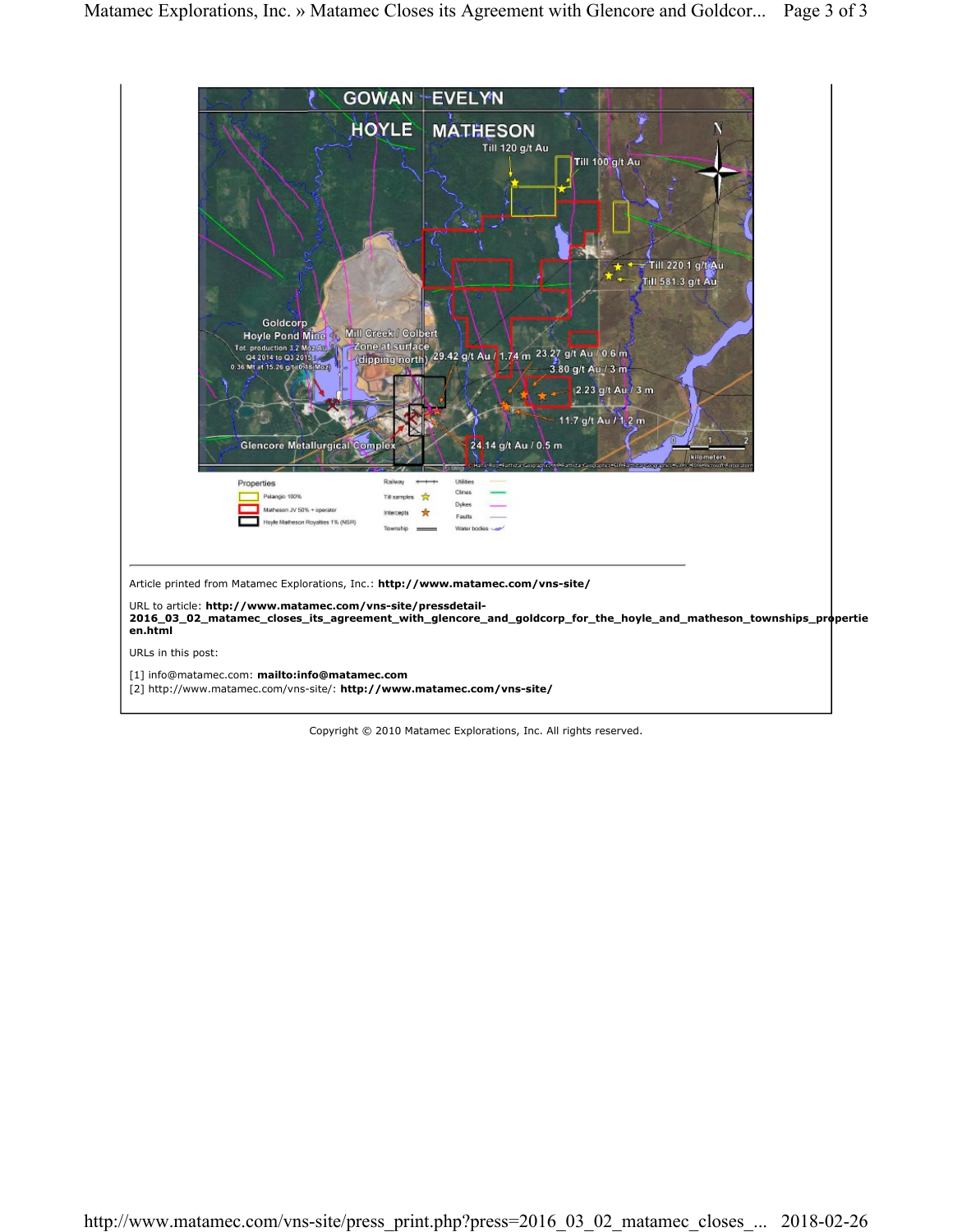GOWAN EVELYN

HOYLE MATHESON

Till 120 g/t Au

Till 100 g/t Au

Till 220.1 g/t Au

Till 581.3 g/t Au

Goldcorp Hoyle Pond Mine

Tot. production 3.2 Moz Au

Q4 2014 to Q3 2015

0.36 Mt at 15.26 g/t (0.18 Moz)

Mill Creek / Colbert Zone at surface (dipping north)

29.42 g/t Au / 1.74 m

23.27 g/t Au / 0.6 m

3.80 g/t Au / 3 m

2.23 g/t Au / 3 m

11.7 g/t Au / 1.2 m

24.14 g/t Au / 0.5 m

Glencore Metallurgical Complex

0 1 2

kilometers

Properties

Pelangio 100%

Matheson JV 50% + operator

Hoyle Matheson Royalties 1% (NSR)

Railway

Till samples

Intercepts

Township

Utilities

Clines

Dykes

Faults

Water bodies

---

Article printed from Matamec Explorations, Inc.: **http://www.matamec.com/vns-site/**

URL to article: **http://www.matamec.com/vns-site/pressdetail-2016_03_02_matamec_closes_its_agreement_with_glencore_and_goldcorp_for_the_hoyle_and_matheson_townships_propertie en.html**

URLs in this post:

[1] info@matamec.com: **mailto:info@matamec.com**
[2] http://www.matamec.com/vns-site/: **http://www.matamec.com/vns-site/**

Copyright © 2010 Matamec Explorations, Inc. All rights reserved.